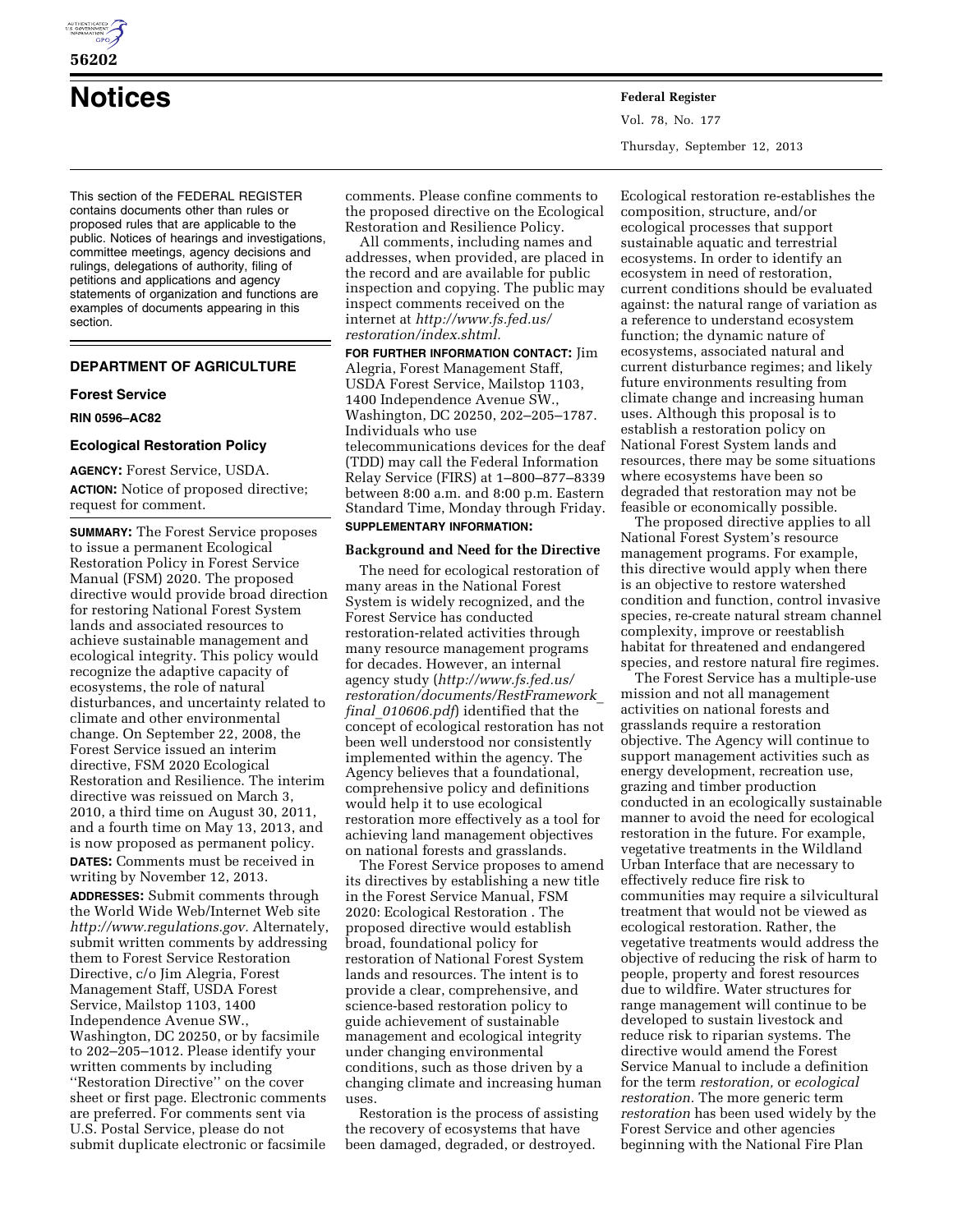# Notices

This section of the FEDERAL REGISTER contains documents other than rules or proposed rules that are applicable to the public. Notices of hearings and investigations, committee meetings, agency decisions and rulings, delegations of authority, filing of petitions and applications and agency statements of organization and functions are examples of documents appearing in this section.

## DEPARTMENT OF AGRICULTURE

### Forest Service

**RIN 0596–AC82**

### Ecological Restoration Policy

**AGENCY:** Forest Service, USDA.

**ACTION:** Notice of proposed directive; request for comment.

**SUMMARY:** The Forest Service proposes to issue a permanent Ecological Restoration Policy in Forest Service Manual (FSM) 2020. The proposed directive would provide broad direction for restoring National Forest System lands and associated resources to achieve sustainable management and ecological integrity. This policy would recognize the adaptive capacity of ecosystems, the role of natural disturbances, and uncertainty related to climate and other environmental change. On September 22, 2008, the Forest Service issued an interim directive, FSM 2020 Ecological Restoration and Resilience. The interim directive was reissued on March 3, 2010, a third time on August 30, 2011, and a fourth time on May 13, 2013, and is now proposed as permanent policy.

**DATES:** Comments must be received in writing by November 12, 2013.

**ADDRESSES:** Submit comments through the World Wide Web/Internet Web site *http://www.regulations.gov.* Alternately, submit written comments by addressing them to Forest Service Restoration Directive, c/o Jim Alegria, Forest Management Staff, USDA Forest Service, Mailstop 1103, 1400 Independence Avenue SW., Washington, DC 20250, or by facsimile to 202–205–1012. Please identify your written comments by including ''Restoration Directive'' on the cover sheet or first page. Electronic comments are preferred. For comments sent via U.S. Postal Service, please do not submit duplicate electronic or facsimile comments. Please confine comments to the proposed directive on the Ecological Restoration and Resilience Policy.

All comments, including names and addresses, when provided, are placed in the record and are available for public inspection and copying. The public may inspect comments received on the internet at *http://www.fs.fed.us/restoration/index.shtml.*

**FOR FURTHER INFORMATION CONTACT:** Jim Alegria, Forest Management Staff, USDA Forest Service, Mailstop 1103, 1400 Independence Avenue SW., Washington, DC 20250, 202–205–1787. Individuals who use telecommunications devices for the deaf (TDD) may call the Federal Information Relay Service (FIRS) at 1–800–877–8339 between 8:00 a.m. and 8:00 p.m. Eastern Standard Time, Monday through Friday.

**SUPPLEMENTARY INFORMATION:**

**Background and Need for the Directive**

The need for ecological restoration of many areas in the National Forest System is widely recognized, and the Forest Service has conducted restoration-related activities through many resource management programs for decades. However, an internal agency study (*http://www.fs.fed.us/restoration/documents/RestFramework_final_010606.pdf*) identified that the concept of ecological restoration has not been well understood nor consistently implemented within the agency. The Agency believes that a foundational, comprehensive policy and definitions would help it to use ecological restoration more effectively as a tool for achieving land management objectives on national forests and grasslands.

The Forest Service proposes to amend its directives by establishing a new title in the Forest Service Manual, FSM 2020: Ecological Restoration . The proposed directive would establish broad, foundational policy for restoration of National Forest System lands and resources. The intent is to provide a clear, comprehensive, and science-based restoration policy to guide achievement of sustainable management and ecological integrity under changing environmental conditions, such as those driven by a changing climate and increasing human uses.

Restoration is the process of assisting the recovery of ecosystems that have been damaged, degraded, or destroyed. Ecological restoration re-establishes the composition, structure, and/or ecological processes that support sustainable aquatic and terrestrial ecosystems. In order to identify an ecosystem in need of restoration, current conditions should be evaluated against: the natural range of variation as a reference to understand ecosystem function; the dynamic nature of ecosystems, associated natural and current disturbance regimes; and likely future environments resulting from climate change and increasing human uses. Although this proposal is to establish a restoration policy on National Forest System lands and resources, there may be some situations where ecosystems have been so degraded that restoration may not be feasible or economically possible.

The proposed directive applies to all National Forest System's resource management programs. For example, this directive would apply when there is an objective to restore watershed condition and function, control invasive species, re-create natural stream channel complexity, improve or reestablish habitat for threatened and endangered species, and restore natural fire regimes.

The Forest Service has a multiple-use mission and not all management activities on national forests and grasslands require a restoration objective. The Agency will continue to support management activities such as energy development, recreation use, grazing and timber production conducted in an ecologically sustainable manner to avoid the need for ecological restoration in the future. For example, vegetative treatments in the Wildland Urban Interface that are necessary to effectively reduce fire risk to communities may require a silvicultural treatment that would not be viewed as ecological restoration. Rather, the vegetative treatments would address the objective of reducing the risk of harm to people, property and forest resources due to wildfire. Water structures for range management will continue to be developed to sustain livestock and reduce risk to riparian systems. The directive would amend the Forest Service Manual to include a definition for the term *restoration,* or *ecological restoration.* The more generic term *restoration* has been used widely by the Forest Service and other agencies beginning with the National Fire Plan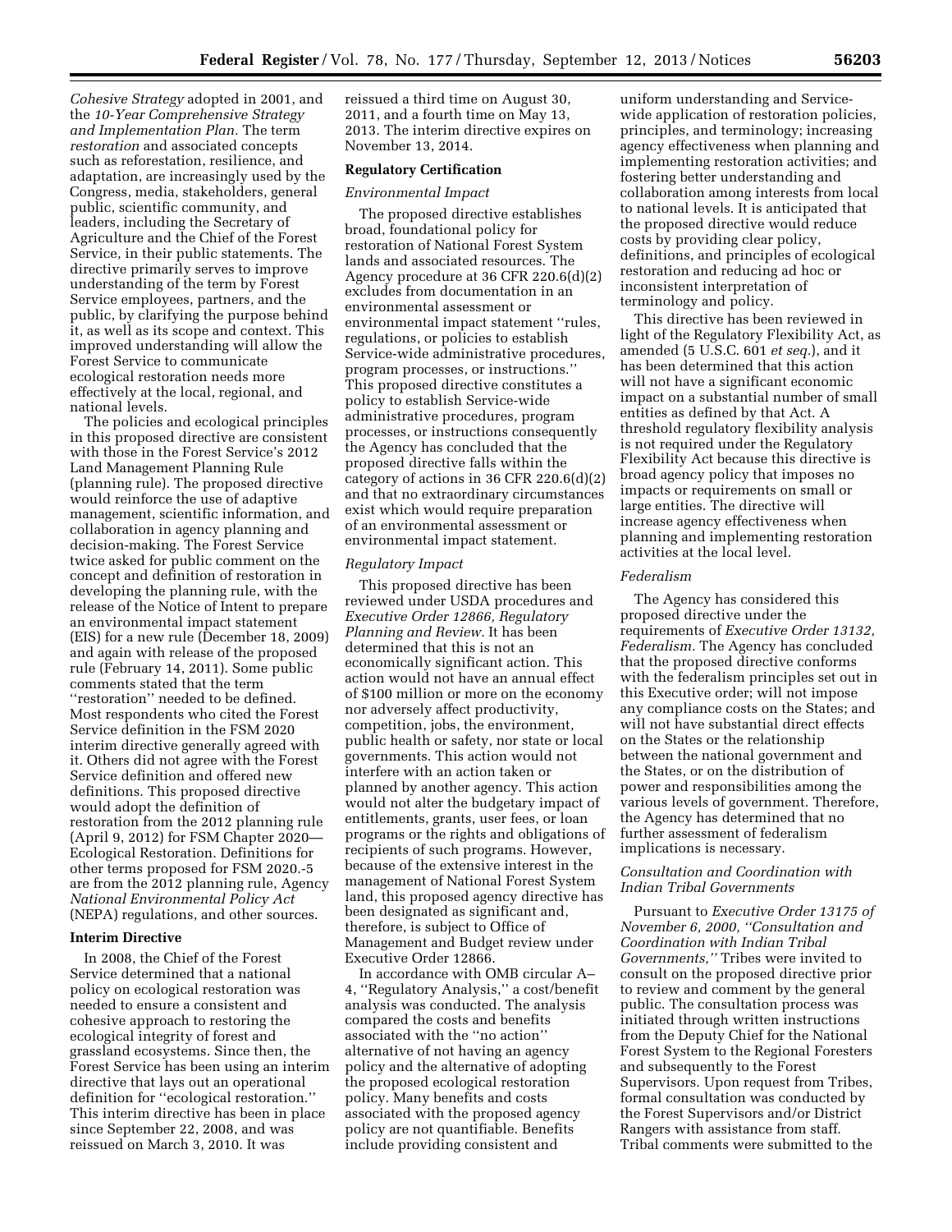*Cohesive Strategy* adopted in 2001, and the *10-Year Comprehensive Strategy and Implementation Plan.* The term *restoration* and associated concepts such as reforestation, resilience, and adaptation, are increasingly used by the Congress, media, stakeholders, general public, scientific community, and leaders, including the Secretary of Agriculture and the Chief of the Forest Service, in their public statements. The directive primarily serves to improve understanding of the term by Forest Service employees, partners, and the public, by clarifying the purpose behind it, as well as its scope and context. This improved understanding will allow the Forest Service to communicate ecological restoration needs more effectively at the local, regional, and national levels.

The policies and ecological principles in this proposed directive are consistent with those in the Forest Service's 2012 Land Management Planning Rule (planning rule). The proposed directive would reinforce the use of adaptive management, scientific information, and collaboration in agency planning and decision-making. The Forest Service twice asked for public comment on the concept and definition of restoration in developing the planning rule, with the release of the Notice of Intent to prepare an environmental impact statement (EIS) for a new rule (December 18, 2009) and again with release of the proposed rule (February 14, 2011). Some public comments stated that the term ''restoration'' needed to be defined. Most respondents who cited the Forest Service definition in the FSM 2020 interim directive generally agreed with it. Others did not agree with the Forest Service definition and offered new definitions. This proposed directive would adopt the definition of restoration from the 2012 planning rule (April 9, 2012) for FSM Chapter 2020—Ecological Restoration. Definitions for other terms proposed for FSM 2020.-5 are from the 2012 planning rule, Agency *National Environmental Policy Act* (NEPA) regulations, and other sources.

## Interim Directive

In 2008, the Chief of the Forest Service determined that a national policy on ecological restoration was needed to ensure a consistent and cohesive approach to restoring the ecological integrity of forest and grassland ecosystems. Since then, the Forest Service has been using an interim directive that lays out an operational definition for ''ecological restoration.'' This interim directive has been in place since September 22, 2008, and was reissued on March 3, 2010. It was reissued a third time on August 30, 2011, and a fourth time on May 13, 2013. The interim directive expires on November 13, 2014.

## Regulatory Certification

### *Environmental Impact*

The proposed directive establishes broad, foundational policy for restoration of National Forest System lands and associated resources. The Agency procedure at 36 CFR 220.6(d)(2) excludes from documentation in an environmental assessment or environmental impact statement ''rules, regulations, or policies to establish Service-wide administrative procedures, program processes, or instructions.'' This proposed directive constitutes a policy to establish Service-wide administrative procedures, program processes, or instructions consequently the Agency has concluded that the proposed directive falls within the category of actions in 36 CFR 220.6(d)(2) and that no extraordinary circumstances exist which would require preparation of an environmental assessment or environmental impact statement.

### *Regulatory Impact*

This proposed directive has been reviewed under USDA procedures and *Executive Order 12866, Regulatory Planning and Review.* It has been determined that this is not an economically significant action. This action would not have an annual effect of $100 million or more on the economy nor adversely affect productivity, competition, jobs, the environment, public health or safety, nor state or local governments. This action would not interfere with an action taken or planned by another agency. This action would not alter the budgetary impact of entitlements, grants, user fees, or loan programs or the rights and obligations of recipients of such programs. However, because of the extensive interest in the management of National Forest System land, this proposed agency directive has been designated as significant and, therefore, is subject to Office of Management and Budget review under Executive Order 12866.

In accordance with OMB circular A–4, ''Regulatory Analysis,'' a cost/benefit analysis was conducted. The analysis compared the costs and benefits associated with the ''no action'' alternative of not having an agency policy and the alternative of adopting the proposed ecological restoration policy. Many benefits and costs associated with the proposed agency policy are not quantifiable. Benefits include providing consistent and uniform understanding and Service-wide application of restoration policies, principles, and terminology; increasing agency effectiveness when planning and implementing restoration activities; and fostering better understanding and collaboration among interests from local to national levels. It is anticipated that the proposed directive would reduce costs by providing clear policy, definitions, and principles of ecological restoration and reducing ad hoc or inconsistent interpretation of terminology and policy.

This directive has been reviewed in light of the Regulatory Flexibility Act, as amended (5 U.S.C. 601 *et seq.*), and it has been determined that this action will not have a significant economic impact on a substantial number of small entities as defined by that Act. A threshold regulatory flexibility analysis is not required under the Regulatory Flexibility Act because this directive is broad agency policy that imposes no impacts or requirements on small or large entities. The directive will increase agency effectiveness when planning and implementing restoration activities at the local level.

### *Federalism*

The Agency has considered this proposed directive under the requirements of *Executive Order 13132, Federalism.* The Agency has concluded that the proposed directive conforms with the federalism principles set out in this Executive order; will not impose any compliance costs on the States; and will not have substantial direct effects on the States or the relationship between the national government and the States, or on the distribution of power and responsibilities among the various levels of government. Therefore, the Agency has determined that no further assessment of federalism implications is necessary.

### *Consultation and Coordination with Indian Tribal Governments*

Pursuant to *Executive Order 13175 of November 6, 2000, ''Consultation and Coordination with Indian Tribal Governments,''* Tribes were invited to consult on the proposed directive prior to review and comment by the general public. The consultation process was initiated through written instructions from the Deputy Chief for the National Forest System to the Regional Foresters and subsequently to the Forest Supervisors. Upon request from Tribes, formal consultation was conducted by the Forest Supervisors and/or District Rangers with assistance from staff. Tribal comments were submitted to the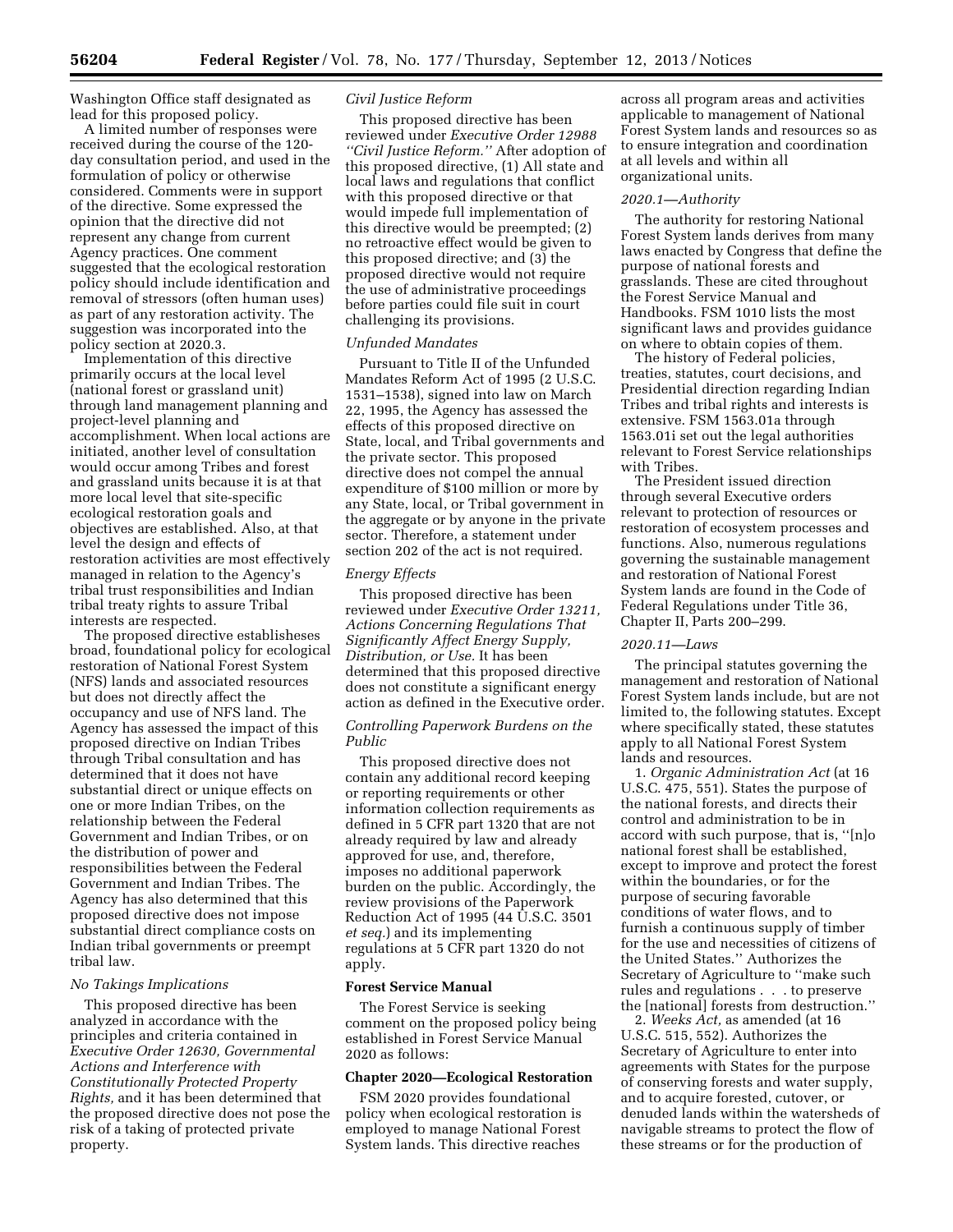Washington Office staff designated as lead for this proposed policy.

A limited number of responses were received during the course of the 120-day consultation period, and used in the formulation of policy or otherwise considered. Comments were in support of the directive. Some expressed the opinion that the directive did not represent any change from current Agency practices. One comment suggested that the ecological restoration policy should include identification and removal of stressors (often human uses) as part of any restoration activity. The suggestion was incorporated into the policy section at 2020.3.

Implementation of this directive primarily occurs at the local level (national forest or grassland unit) through land management planning and project-level planning and accomplishment. When local actions are initiated, another level of consultation would occur among Tribes and forest and grassland units because it is at that more local level that site-specific ecological restoration goals and objectives are established. Also, at that level the design and effects of restoration activities are most effectively managed in relation to the Agency's tribal trust responsibilities and Indian tribal treaty rights to assure Tribal interests are respected.

The proposed directive establisheses broad, foundational policy for ecological restoration of National Forest System (NFS) lands and associated resources but does not directly affect the occupancy and use of NFS land. The Agency has assessed the impact of this proposed directive on Indian Tribes through Tribal consultation and has determined that it does not have substantial direct or unique effects on one or more Indian Tribes, on the relationship between the Federal Government and Indian Tribes, or on the distribution of power and responsibilities between the Federal Government and Indian Tribes. The Agency has also determined that this proposed directive does not impose substantial direct compliance costs on Indian tribal governments or preempt tribal law.

*No Takings Implications*

This proposed directive has been analyzed in accordance with the principles and criteria contained in *Executive Order 12630, Governmental Actions and Interference with Constitutionally Protected Property Rights,* and it has been determined that the proposed directive does not pose the risk of a taking of protected private property.

*Civil Justice Reform*

This proposed directive has been reviewed under *Executive Order 12988 ''Civil Justice Reform.''* After adoption of this proposed directive, (1) All state and local laws and regulations that conflict with this proposed directive or that would impede full implementation of this directive would be preempted; (2) no retroactive effect would be given to this proposed directive; and (3) the proposed directive would not require the use of administrative proceedings before parties could file suit in court challenging its provisions.

*Unfunded Mandates*

Pursuant to Title II of the Unfunded Mandates Reform Act of 1995 (2 U.S.C. 1531–1538), signed into law on March 22, 1995, the Agency has assessed the effects of this proposed directive on State, local, and Tribal governments and the private sector. This proposed directive does not compel the annual expenditure of $100 million or more by any State, local, or Tribal government in the aggregate or by anyone in the private sector. Therefore, a statement under section 202 of the act is not required.

*Energy Effects*

This proposed directive has been reviewed under *Executive Order 13211, Actions Concerning Regulations That Significantly Affect Energy Supply, Distribution, or Use.* It has been determined that this proposed directive does not constitute a significant energy action as defined in the Executive order.

*Controlling Paperwork Burdens on the Public*

This proposed directive does not contain any additional record keeping or reporting requirements or other information collection requirements as defined in 5 CFR part 1320 that are not already required by law and already approved for use, and, therefore, imposes no additional paperwork burden on the public. Accordingly, the review provisions of the Paperwork Reduction Act of 1995 (44 U.S.C. 3501 *et seq.*) and its implementing regulations at 5 CFR part 1320 do not apply.

**Forest Service Manual**

The Forest Service is seeking comment on the proposed policy being established in Forest Service Manual 2020 as follows:

**Chapter 2020—Ecological Restoration**

FSM 2020 provides foundational policy when ecological restoration is employed to manage National Forest System lands. This directive reaches across all program areas and activities applicable to management of National Forest System lands and resources so as to ensure integration and coordination at all levels and within all organizational units.

*2020.1—Authority*

The authority for restoring National Forest System lands derives from many laws enacted by Congress that define the purpose of national forests and grasslands. These are cited throughout the Forest Service Manual and Handbooks. FSM 1010 lists the most significant laws and provides guidance on where to obtain copies of them.

The history of Federal policies, treaties, statutes, court decisions, and Presidential direction regarding Indian Tribes and tribal rights and interests is extensive. FSM 1563.01a through 1563.01i set out the legal authorities relevant to Forest Service relationships with Tribes.

The President issued direction through several Executive orders relevant to protection of resources or restoration of ecosystem processes and functions. Also, numerous regulations governing the sustainable management and restoration of National Forest System lands are found in the Code of Federal Regulations under Title 36, Chapter II, Parts 200–299.

*2020.11—Laws*

The principal statutes governing the management and restoration of National Forest System lands include, but are not limited to, the following statutes. Except where specifically stated, these statutes apply to all National Forest System lands and resources.

1. *Organic Administration Act* (at 16 U.S.C. 475, 551). States the purpose of the national forests, and directs their control and administration to be in accord with such purpose, that is, ''[n]o national forest shall be established, except to improve and protect the forest within the boundaries, or for the purpose of securing favorable conditions of water flows, and to furnish a continuous supply of timber for the use and necessities of citizens of the United States.'' Authorizes the Secretary of Agriculture to ''make such rules and regulations . . . to preserve the [national] forests from destruction.''

2. *Weeks Act,* as amended (at 16 U.S.C. 515, 552). Authorizes the Secretary of Agriculture to enter into agreements with States for the purpose of conserving forests and water supply, and to acquire forested, cutover, or denuded lands within the watersheds of navigable streams to protect the flow of these streams or for the production of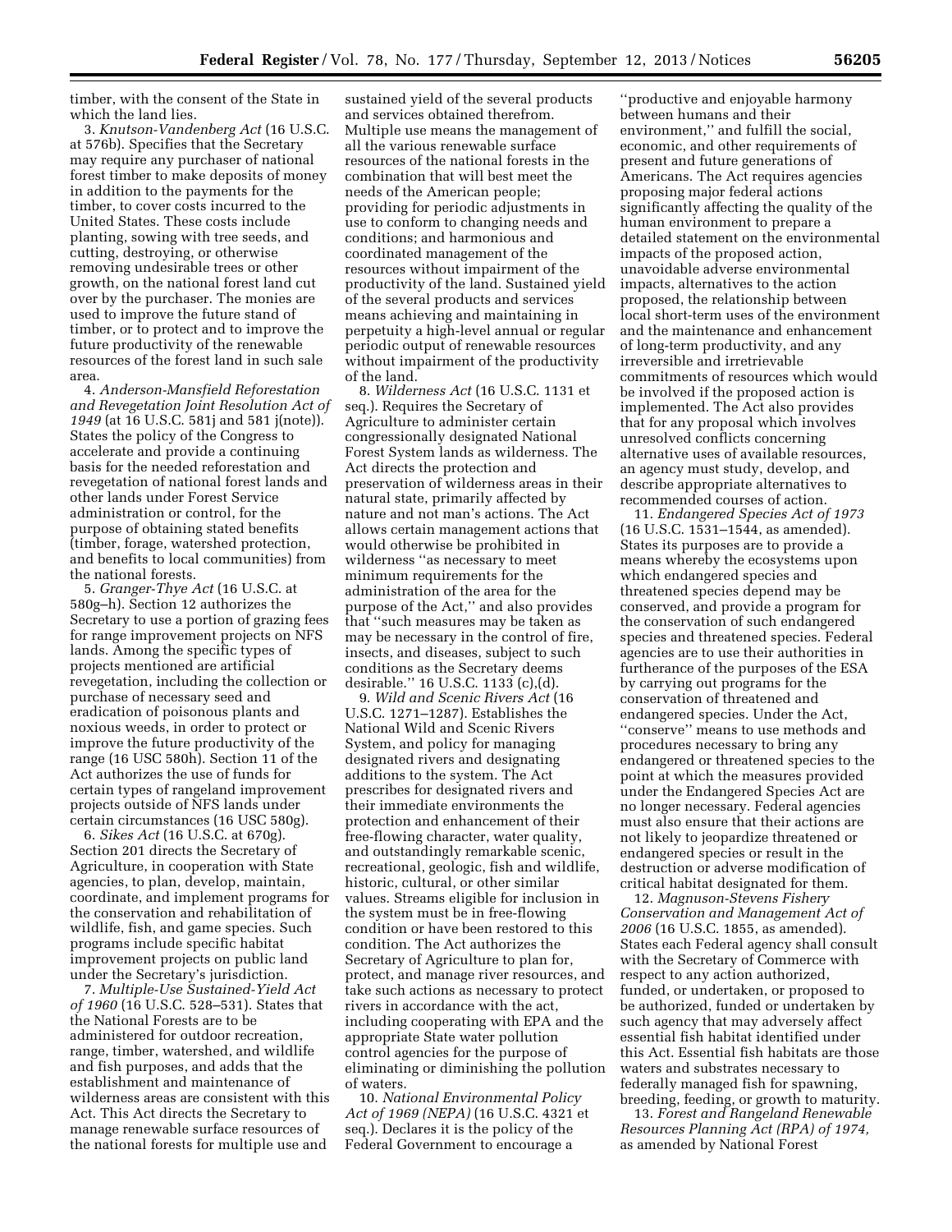timber, with the consent of the State in which the land lies.

3. *Knutson-Vandenberg Act* (16 U.S.C. at 576b). Specifies that the Secretary may require any purchaser of national forest timber to make deposits of money in addition to the payments for the timber, to cover costs incurred to the United States. These costs include planting, sowing with tree seeds, and cutting, destroying, or otherwise removing undesirable trees or other growth, on the national forest land cut over by the purchaser. The monies are used to improve the future stand of timber, or to protect and to improve the future productivity of the renewable resources of the forest land in such sale area.

4. *Anderson-Mansfield Reforestation and Revegetation Joint Resolution Act of 1949* (at 16 U.S.C. 581j and 581 j(note)). States the policy of the Congress to accelerate and provide a continuing basis for the needed reforestation and revegetation of national forest lands and other lands under Forest Service administration or control, for the purpose of obtaining stated benefits (timber, forage, watershed protection, and benefits to local communities) from the national forests.

5. *Granger-Thye Act* (16 U.S.C. at 580g–h). Section 12 authorizes the Secretary to use a portion of grazing fees for range improvement projects on NFS lands. Among the specific types of projects mentioned are artificial revegetation, including the collection or purchase of necessary seed and eradication of poisonous plants and noxious weeds, in order to protect or improve the future productivity of the range (16 USC 580h). Section 11 of the Act authorizes the use of funds for certain types of rangeland improvement projects outside of NFS lands under certain circumstances (16 USC 580g).

6. *Sikes Act* (16 U.S.C. at 670g). Section 201 directs the Secretary of Agriculture, in cooperation with State agencies, to plan, develop, maintain, coordinate, and implement programs for the conservation and rehabilitation of wildlife, fish, and game species. Such programs include specific habitat improvement projects on public land under the Secretary's jurisdiction.

7. *Multiple-Use Sustained-Yield Act of 1960* (16 U.S.C. 528–531). States that the National Forests are to be administered for outdoor recreation, range, timber, watershed, and wildlife and fish purposes, and adds that the establishment and maintenance of wilderness areas are consistent with this Act. This Act directs the Secretary to manage renewable surface resources of the national forests for multiple use and sustained yield of the several products and services obtained therefrom. Multiple use means the management of all the various renewable surface resources of the national forests in the combination that will best meet the needs of the American people; providing for periodic adjustments in use to conform to changing needs and conditions; and harmonious and coordinated management of the resources without impairment of the productivity of the land. Sustained yield of the several products and services means achieving and maintaining in perpetuity a high-level annual or regular periodic output of renewable resources without impairment of the productivity of the land.

8. *Wilderness Act* (16 U.S.C. 1131 et seq.). Requires the Secretary of Agriculture to administer certain congressionally designated National Forest System lands as wilderness. The Act directs the protection and preservation of wilderness areas in their natural state, primarily affected by nature and not man's actions. The Act allows certain management actions that would otherwise be prohibited in wilderness "as necessary to meet minimum requirements for the administration of the area for the purpose of the Act," and also provides that "such measures may be taken as may be necessary in the control of fire, insects, and diseases, subject to such conditions as the Secretary deems desirable." 16 U.S.C. 1133 (c),(d).

9. *Wild and Scenic Rivers Act* (16 U.S.C. 1271–1287). Establishes the National Wild and Scenic Rivers System, and policy for managing designated rivers and designating additions to the system. The Act prescribes for designated rivers and their immediate environments the protection and enhancement of their free-flowing character, water quality, and outstandingly remarkable scenic, recreational, geologic, fish and wildlife, historic, cultural, or other similar values. Streams eligible for inclusion in the system must be in free-flowing condition or have been restored to this condition. The Act authorizes the Secretary of Agriculture to plan for, protect, and manage river resources, and take such actions as necessary to protect rivers in accordance with the act, including cooperating with EPA and the appropriate State water pollution control agencies for the purpose of eliminating or diminishing the pollution of waters.

10. *National Environmental Policy Act of 1969 (NEPA)* (16 U.S.C. 4321 et seq.). Declares it is the policy of the Federal Government to encourage a "productive and enjoyable harmony between humans and their environment," and fulfill the social, economic, and other requirements of present and future generations of Americans. The Act requires agencies proposing major federal actions significantly affecting the quality of the human environment to prepare a detailed statement on the environmental impacts of the proposed action, unavoidable adverse environmental impacts, alternatives to the action proposed, the relationship between local short-term uses of the environment and the maintenance and enhancement of long-term productivity, and any irreversible and irretrievable commitments of resources which would be involved if the proposed action is implemented. The Act also provides that for any proposal which involves unresolved conflicts concerning alternative uses of available resources, an agency must study, develop, and describe appropriate alternatives to recommended courses of action.

11. *Endangered Species Act of 1973* (16 U.S.C. 1531–1544, as amended). States its purposes are to provide a means whereby the ecosystems upon which endangered species and threatened species depend may be conserved, and provide a program for the conservation of such endangered species and threatened species. Federal agencies are to use their authorities in furtherance of the purposes of the ESA by carrying out programs for the conservation of threatened and endangered species. Under the Act, "conserve" means to use methods and procedures necessary to bring any endangered or threatened species to the point at which the measures provided under the Endangered Species Act are no longer necessary. Federal agencies must also ensure that their actions are not likely to jeopardize threatened or endangered species or result in the destruction or adverse modification of critical habitat designated for them.

12. *Magnuson-Stevens Fishery Conservation and Management Act of 2006* (16 U.S.C. 1855, as amended). States each Federal agency shall consult with the Secretary of Commerce with respect to any action authorized, funded, or undertaken, or proposed to be authorized, funded or undertaken by such agency that may adversely affect essential fish habitat identified under this Act. Essential fish habitats are those waters and substrates necessary to federally managed fish for spawning, breeding, feeding, or growth to maturity.

13. *Forest and Rangeland Renewable Resources Planning Act (RPA) of 1974,* as amended by National Forest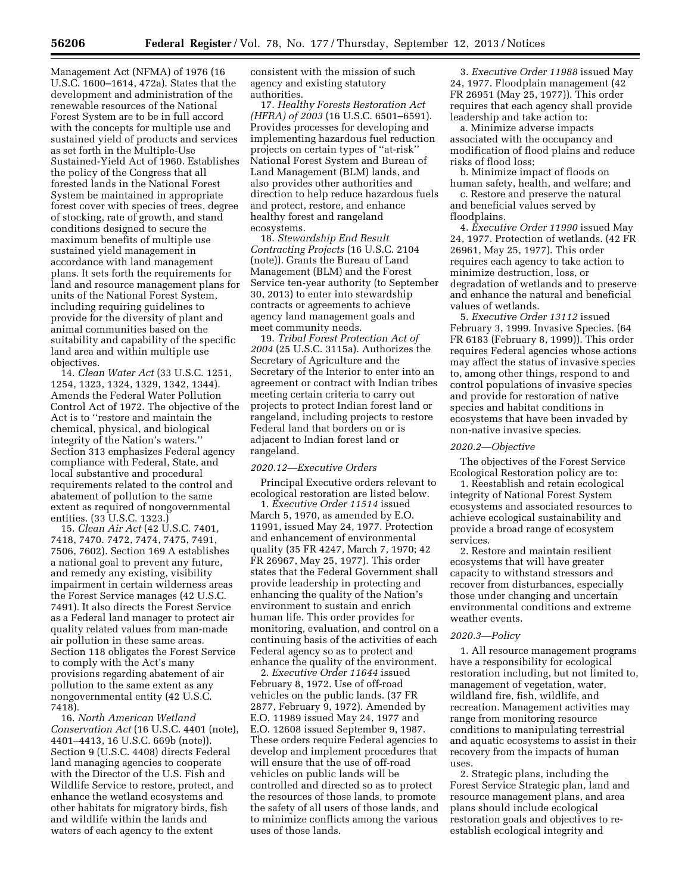Management Act (NFMA) of 1976 (16 U.S.C. 1600–1614, 472a). States that the development and administration of the renewable resources of the National Forest System are to be in full accord with the concepts for multiple use and sustained yield of products and services as set forth in the Multiple-Use Sustained-Yield Act of 1960. Establishes the policy of the Congress that all forested lands in the National Forest System be maintained in appropriate forest cover with species of trees, degree of stocking, rate of growth, and stand conditions designed to secure the maximum benefits of multiple use sustained yield management in accordance with land management plans. It sets forth the requirements for land and resource management plans for units of the National Forest System, including requiring guidelines to provide for the diversity of plant and animal communities based on the suitability and capability of the specific land area and within multiple use objectives.

14. *Clean Water Act* (33 U.S.C. 1251, 1254, 1323, 1324, 1329, 1342, 1344). Amends the Federal Water Pollution Control Act of 1972. The objective of the Act is to ''restore and maintain the chemical, physical, and biological integrity of the Nation's waters.'' Section 313 emphasizes Federal agency compliance with Federal, State, and local substantive and procedural requirements related to the control and abatement of pollution to the same extent as required of nongovernmental entities. (33 U.S.C. 1323.)

15. *Clean Air Act* (42 U.S.C. 7401, 7418, 7470. 7472, 7474, 7475, 7491, 7506, 7602). Section 169 A establishes a national goal to prevent any future, and remedy any existing, visibility impairment in certain wilderness areas the Forest Service manages (42 U.S.C. 7491). It also directs the Forest Service as a Federal land manager to protect air quality related values from man-made air pollution in these same areas. Section 118 obligates the Forest Service to comply with the Act's many provisions regarding abatement of air pollution to the same extent as any nongovernmental entity (42 U.S.C. 7418).

16. *North American Wetland Conservation Act* (16 U.S.C. 4401 (note), 4401–4413, 16 U.S.C. 669b (note)). Section 9 (U.S.C. 4408) directs Federal land managing agencies to cooperate with the Director of the U.S. Fish and Wildlife Service to restore, protect, and enhance the wetland ecosystems and other habitats for migratory birds, fish and wildlife within the lands and waters of each agency to the extent consistent with the mission of such agency and existing statutory authorities.

17. *Healthy Forests Restoration Act (HFRA) of 2003* (16 U.S.C. 6501–6591). Provides processes for developing and implementing hazardous fuel reduction projects on certain types of ''at-risk'' National Forest System and Bureau of Land Management (BLM) lands, and also provides other authorities and direction to help reduce hazardous fuels and protect, restore, and enhance healthy forest and rangeland ecosystems.

18. *Stewardship End Result Contracting Projects* (16 U.S.C. 2104 (note)). Grants the Bureau of Land Management (BLM) and the Forest Service ten-year authority (to September 30, 2013) to enter into stewardship contracts or agreements to achieve agency land management goals and meet community needs.

19. *Tribal Forest Protection Act of 2004* (25 U.S.C. 3115a). Authorizes the Secretary of Agriculture and the Secretary of the Interior to enter into an agreement or contract with Indian tribes meeting certain criteria to carry out projects to protect Indian forest land or rangeland, including projects to restore Federal land that borders on or is adjacent to Indian forest land or rangeland.

*2020.12—Executive Orders*

Principal Executive orders relevant to ecological restoration are listed below.

1. *Executive Order 11514* issued March 5, 1970, as amended by E.O. 11991, issued May 24, 1977. Protection and enhancement of environmental quality (35 FR 4247, March 7, 1970; 42 FR 26967, May 25, 1977). This order states that the Federal Government shall provide leadership in protecting and enhancing the quality of the Nation's environment to sustain and enrich human life. This order provides for monitoring, evaluation, and control on a continuing basis of the activities of each Federal agency so as to protect and enhance the quality of the environment.

2. *Executive Order 11644* issued February 8, 1972. Use of off-road vehicles on the public lands. (37 FR 2877, February 9, 1972). Amended by E.O. 11989 issued May 24, 1977 and E.O. 12608 issued September 9, 1987. These orders require Federal agencies to develop and implement procedures that will ensure that the use of off-road vehicles on public lands will be controlled and directed so as to protect the resources of those lands, to promote the safety of all users of those lands, and to minimize conflicts among the various uses of those lands.

3. *Executive Order 11988* issued May 24, 1977. Floodplain management (42 FR 26951 (May 25, 1977)). This order requires that each agency shall provide leadership and take action to:

a. Minimize adverse impacts associated with the occupancy and modification of flood plains and reduce risks of flood loss;

b. Minimize impact of floods on human safety, health, and welfare; and

c. Restore and preserve the natural and beneficial values served by floodplains.

4. *Executive Order 11990* issued May 24, 1977. Protection of wetlands. (42 FR 26961, May 25, 1977). This order requires each agency to take action to minimize destruction, loss, or degradation of wetlands and to preserve and enhance the natural and beneficial values of wetlands.

5. *Executive Order 13112* issued February 3, 1999. Invasive Species. (64 FR 6183 (February 8, 1999)). This order requires Federal agencies whose actions may affect the status of invasive species to, among other things, respond to and control populations of invasive species and provide for restoration of native species and habitat conditions in ecosystems that have been invaded by non-native invasive species.

*2020.2—Objective*

The objectives of the Forest Service Ecological Restoration policy are to:

1. Reestablish and retain ecological integrity of National Forest System ecosystems and associated resources to achieve ecological sustainability and provide a broad range of ecosystem services.

2. Restore and maintain resilient ecosystems that will have greater capacity to withstand stressors and recover from disturbances, especially those under changing and uncertain environmental conditions and extreme weather events.

*2020.3—Policy*

1. All resource management programs have a responsibility for ecological restoration including, but not limited to, management of vegetation, water, wildland fire, fish, wildlife, and recreation. Management activities may range from monitoring resource conditions to manipulating terrestrial and aquatic ecosystems to assist in their recovery from the impacts of human uses.

2. Strategic plans, including the Forest Service Strategic plan, land and resource management plans, and area plans should include ecological restoration goals and objectives to re-establish ecological integrity and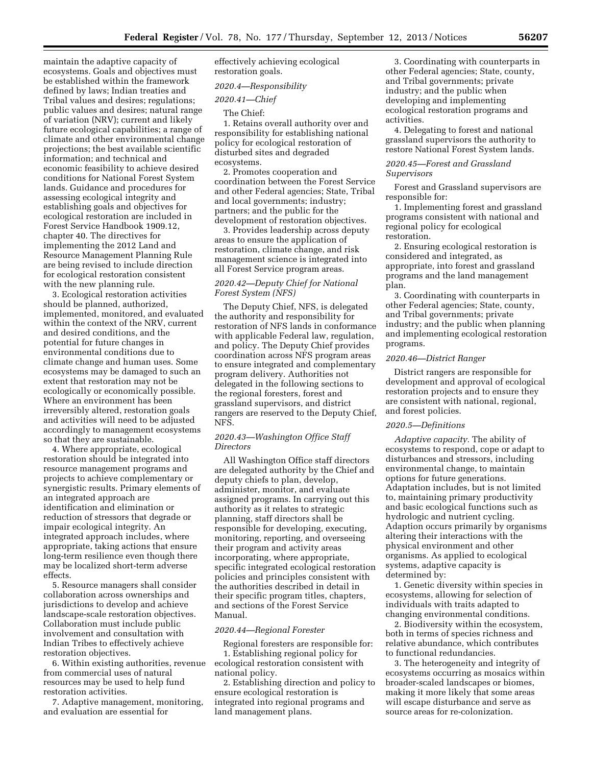maintain the adaptive capacity of ecosystems. Goals and objectives must be established within the framework defined by laws; Indian treaties and Tribal values and desires; regulations; public values and desires; natural range of variation (NRV); current and likely future ecological capabilities; a range of climate and other environmental change projections; the best available scientific information; and technical and economic feasibility to achieve desired conditions for National Forest System lands. Guidance and procedures for assessing ecological integrity and establishing goals and objectives for ecological restoration are included in Forest Service Handbook 1909.12, chapter 40. The directives for implementing the 2012 Land and Resource Management Planning Rule are being revised to include direction for ecological restoration consistent with the new planning rule.

3. Ecological restoration activities should be planned, authorized, implemented, monitored, and evaluated within the context of the NRV, current and desired conditions, and the potential for future changes in environmental conditions due to climate change and human uses. Some ecosystems may be damaged to such an extent that restoration may not be ecologically or economically possible. Where an environment has been irreversibly altered, restoration goals and activities will need to be adjusted accordingly to management ecosystems so that they are sustainable.

4. Where appropriate, ecological restoration should be integrated into resource management programs and projects to achieve complementary or synergistic results. Primary elements of an integrated approach are identification and elimination or reduction of stressors that degrade or impair ecological integrity. An integrated approach includes, where appropriate, taking actions that ensure long-term resilience even though there may be localized short-term adverse effects.

5. Resource managers shall consider collaboration across ownerships and jurisdictions to develop and achieve landscape-scale restoration objectives. Collaboration must include public involvement and consultation with Indian Tribes to effectively achieve restoration objectives.

6. Within existing authorities, revenue from commercial uses of natural resources may be used to help fund restoration activities.

7. Adaptive management, monitoring, and evaluation are essential for effectively achieving ecological restoration goals.

*2020.4—Responsibility*

*2020.41—Chief*

The Chief:

1. Retains overall authority over and responsibility for establishing national policy for ecological restoration of disturbed sites and degraded ecosystems.

2. Promotes cooperation and coordination between the Forest Service and other Federal agencies; State, Tribal and local governments; industry; partners; and the public for the development of restoration objectives.

3. Provides leadership across deputy areas to ensure the application of restoration, climate change, and risk management science is integrated into all Forest Service program areas.

*2020.42—Deputy Chief for National Forest System (NFS)*

The Deputy Chief, NFS, is delegated the authority and responsibility for restoration of NFS lands in conformance with applicable Federal law, regulation, and policy. The Deputy Chief provides coordination across NFS program areas to ensure integrated and complementary program delivery. Authorities not delegated in the following sections to the regional foresters, forest and grassland supervisors, and district rangers are reserved to the Deputy Chief, NFS.

*2020.43—Washington Office Staff Directors*

All Washington Office staff directors are delegated authority by the Chief and deputy chiefs to plan, develop, administer, monitor, and evaluate assigned programs. In carrying out this authority as it relates to strategic planning, staff directors shall be responsible for developing, executing, monitoring, reporting, and overseeing their program and activity areas incorporating, where appropriate, specific integrated ecological restoration policies and principles consistent with the authorities described in detail in their specific program titles, chapters, and sections of the Forest Service Manual.

*2020.44—Regional Forester*

Regional foresters are responsible for:

1. Establishing regional policy for ecological restoration consistent with national policy.

2. Establishing direction and policy to ensure ecological restoration is integrated into regional programs and land management plans.

3. Coordinating with counterparts in other Federal agencies; State, county, and Tribal governments; private industry; and the public when developing and implementing ecological restoration programs and activities.

4. Delegating to forest and national grassland supervisors the authority to restore National Forest System lands.

*2020.45—Forest and Grassland Supervisors*

Forest and Grassland supervisors are responsible for:

1. Implementing forest and grassland programs consistent with national and regional policy for ecological restoration.

2. Ensuring ecological restoration is considered and integrated, as appropriate, into forest and grassland programs and the land management plan.

3. Coordinating with counterparts in other Federal agencies; State, county, and Tribal governments; private industry; and the public when planning and implementing ecological restoration programs.

*2020.46—District Ranger*

District rangers are responsible for development and approval of ecological restoration projects and to ensure they are consistent with national, regional, and forest policies.

*2020.5—Definitions*

*Adaptive capacity.* The ability of ecosystems to respond, cope or adapt to disturbances and stressors, including environmental change, to maintain options for future generations. Adaptation includes, but is not limited to, maintaining primary productivity and basic ecological functions such as hydrologic and nutrient cycling. Adaption occurs primarily by organisms altering their interactions with the physical environment and other organisms. As applied to ecological systems, adaptive capacity is determined by:

1. Genetic diversity within species in ecosystems, allowing for selection of individuals with traits adapted to changing environmental conditions.

2. Biodiversity within the ecosystem, both in terms of species richness and relative abundance, which contributes to functional redundancies.

3. The heterogeneity and integrity of ecosystems occurring as mosaics within broader-scaled landscapes or biomes, making it more likely that some areas will escape disturbance and serve as source areas for re-colonization.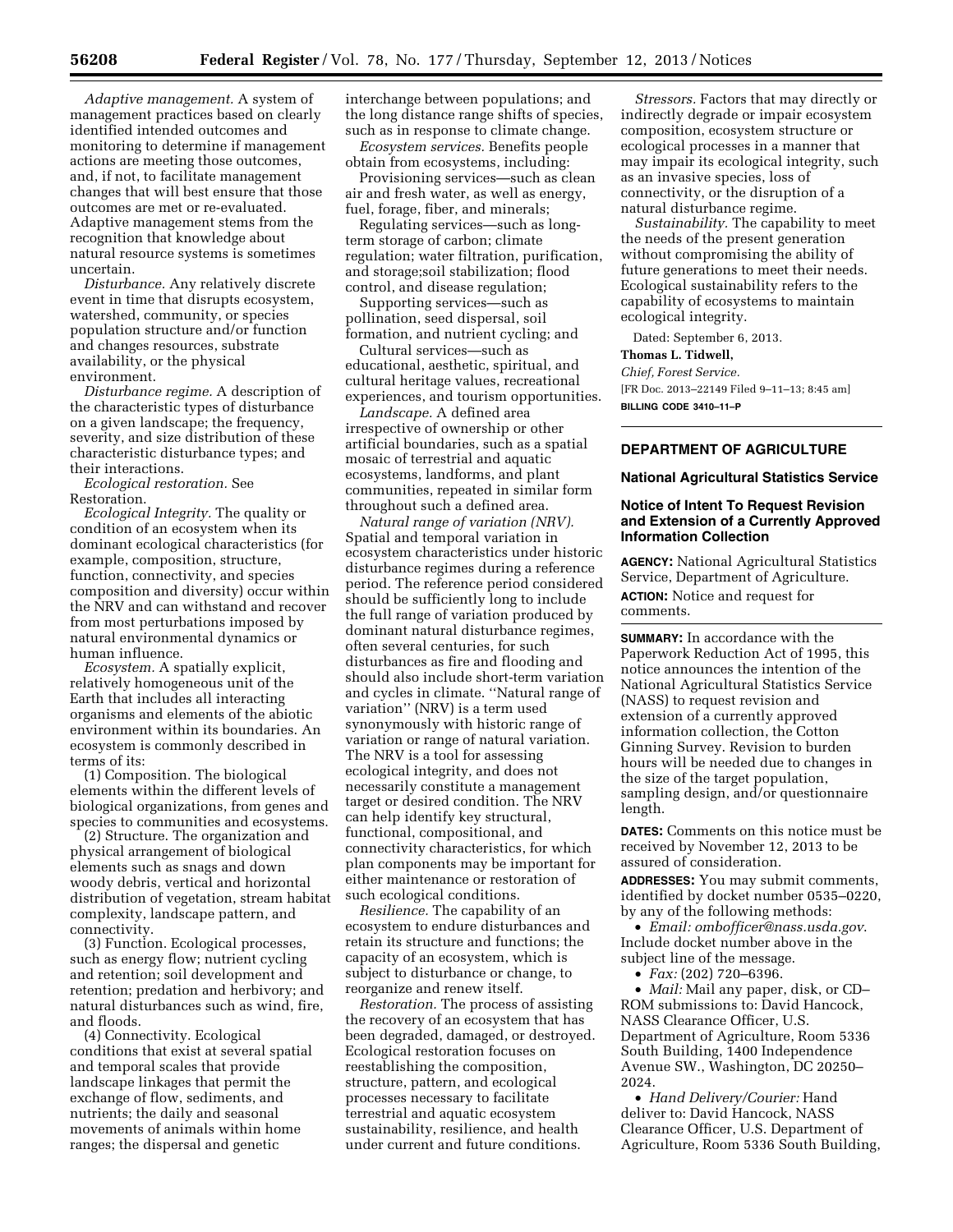*Adaptive management.* A system of management practices based on clearly identified intended outcomes and monitoring to determine if management actions are meeting those outcomes, and, if not, to facilitate management changes that will best ensure that those outcomes are met or re-evaluated. Adaptive management stems from the recognition that knowledge about natural resource systems is sometimes uncertain.

*Disturbance.* Any relatively discrete event in time that disrupts ecosystem, watershed, community, or species population structure and/or function and changes resources, substrate availability, or the physical environment.

*Disturbance regime.* A description of the characteristic types of disturbance on a given landscape; the frequency, severity, and size distribution of these characteristic disturbance types; and their interactions.

*Ecological restoration.* See Restoration.

*Ecological Integrity.* The quality or condition of an ecosystem when its dominant ecological characteristics (for example, composition, structure, function, connectivity, and species composition and diversity) occur within the NRV and can withstand and recover from most perturbations imposed by natural environmental dynamics or human influence.

*Ecosystem.* A spatially explicit, relatively homogeneous unit of the Earth that includes all interacting organisms and elements of the abiotic environment within its boundaries. An ecosystem is commonly described in terms of its:

(1) Composition. The biological elements within the different levels of biological organizations, from genes and species to communities and ecosystems.

(2) Structure. The organization and physical arrangement of biological elements such as snags and down woody debris, vertical and horizontal distribution of vegetation, stream habitat complexity, landscape pattern, and connectivity.

(3) Function. Ecological processes, such as energy flow; nutrient cycling and retention; soil development and retention; predation and herbivory; and natural disturbances such as wind, fire, and floods.

(4) Connectivity. Ecological conditions that exist at several spatial and temporal scales that provide landscape linkages that permit the exchange of flow, sediments, and nutrients; the daily and seasonal movements of animals within home ranges; the dispersal and genetic interchange between populations; and the long distance range shifts of species, such as in response to climate change.

*Ecosystem services.* Benefits people obtain from ecosystems, including:

Provisioning services—such as clean air and fresh water, as well as energy, fuel, forage, fiber, and minerals;

Regulating services—such as long-term storage of carbon; climate regulation; water filtration, purification, and storage;soil stabilization; flood control, and disease regulation;

Supporting services—such as pollination, seed dispersal, soil formation, and nutrient cycling; and

Cultural services—such as educational, aesthetic, spiritual, and cultural heritage values, recreational experiences, and tourism opportunities.

*Landscape.* A defined area irrespective of ownership or other artificial boundaries, such as a spatial mosaic of terrestrial and aquatic ecosystems, landforms, and plant communities, repeated in similar form throughout such a defined area.

*Natural range of variation (NRV).* Spatial and temporal variation in ecosystem characteristics under historic disturbance regimes during a reference period. The reference period considered should be sufficiently long to include the full range of variation produced by dominant natural disturbance regimes, often several centuries, for such disturbances as fire and flooding and should also include short-term variation and cycles in climate. ''Natural range of variation'' (NRV) is a term used synonymously with historic range of variation or range of natural variation. The NRV is a tool for assessing ecological integrity, and does not necessarily constitute a management target or desired condition. The NRV can help identify key structural, functional, compositional, and connectivity characteristics, for which plan components may be important for either maintenance or restoration of such ecological conditions.

*Resilience.* The capability of an ecosystem to endure disturbances and retain its structure and functions; the capacity of an ecosystem, which is subject to disturbance or change, to reorganize and renew itself.

*Restoration.* The process of assisting the recovery of an ecosystem that has been degraded, damaged, or destroyed. Ecological restoration focuses on reestablishing the composition, structure, pattern, and ecological processes necessary to facilitate terrestrial and aquatic ecosystem sustainability, resilience, and health under current and future conditions.

*Stressors.* Factors that may directly or indirectly degrade or impair ecosystem composition, ecosystem structure or ecological processes in a manner that may impair its ecological integrity, such as an invasive species, loss of connectivity, or the disruption of a natural disturbance regime.

*Sustainability.* The capability to meet the needs of the present generation without compromising the ability of future generations to meet their needs. Ecological sustainability refers to the capability of ecosystems to maintain ecological integrity.

Dated: September 6, 2013.

**Thomas L. Tidwell,**

*Chief, Forest Service.*

[FR Doc. 2013–22149 Filed 9–11–13; 8:45 am]

**BILLING CODE 3410–11–P**

---

## DEPARTMENT OF AGRICULTURE

### National Agricultural Statistics Service

### Notice of Intent To Request Revision and Extension of a Currently Approved Information Collection

**AGENCY:** National Agricultural Statistics Service, Department of Agriculture.

**ACTION:** Notice and request for comments.

**SUMMARY:** In accordance with the Paperwork Reduction Act of 1995, this notice announces the intention of the National Agricultural Statistics Service (NASS) to request revision and extension of a currently approved information collection, the Cotton Ginning Survey. Revision to burden hours will be needed due to changes in the size of the target population, sampling design, and/or questionnaire length.

**DATES:** Comments on this notice must be received by November 12, 2013 to be assured of consideration.

**ADDRESSES:** You may submit comments, identified by docket number 0535–0220, by any of the following methods:

- *Email: ombofficer@nass.usda.gov.* Include docket number above in the subject line of the message.
- *Fax:* (202) 720–6396.
- *Mail:* Mail any paper, disk, or CD–ROM submissions to: David Hancock, NASS Clearance Officer, U.S. Department of Agriculture, Room 5336 South Building, 1400 Independence Avenue SW., Washington, DC 20250–2024.
- *Hand Delivery/Courier:* Hand deliver to: David Hancock, NASS Clearance Officer, U.S. Department of Agriculture, Room 5336 South Building,